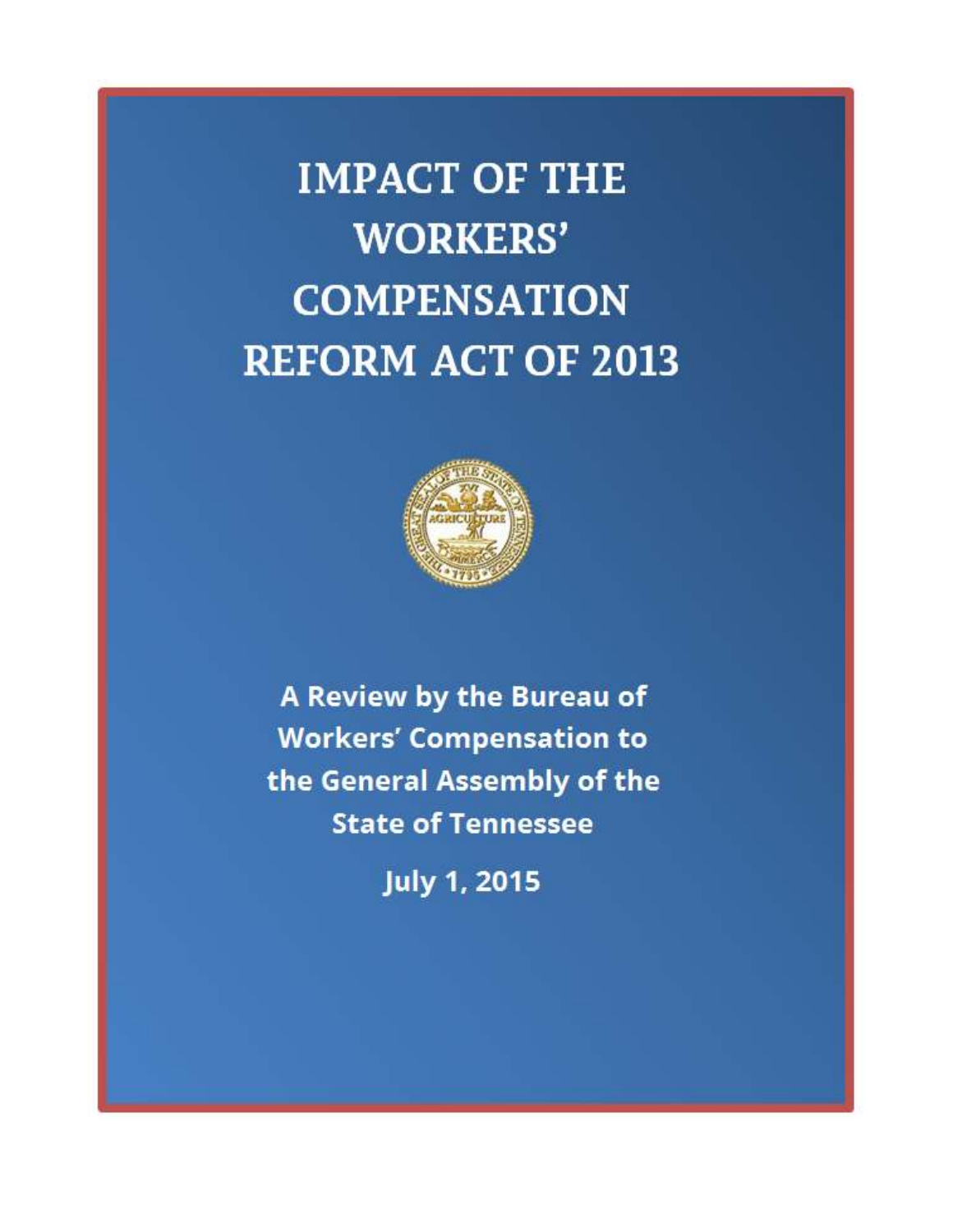# IMPACT OF THE WORKERS' COMPENSATION REFORM ACT OF 2013

**A Review by the Bureau of Workers' Compensation to the General Assembly of the State of Tennessee**

**July 1, 2015**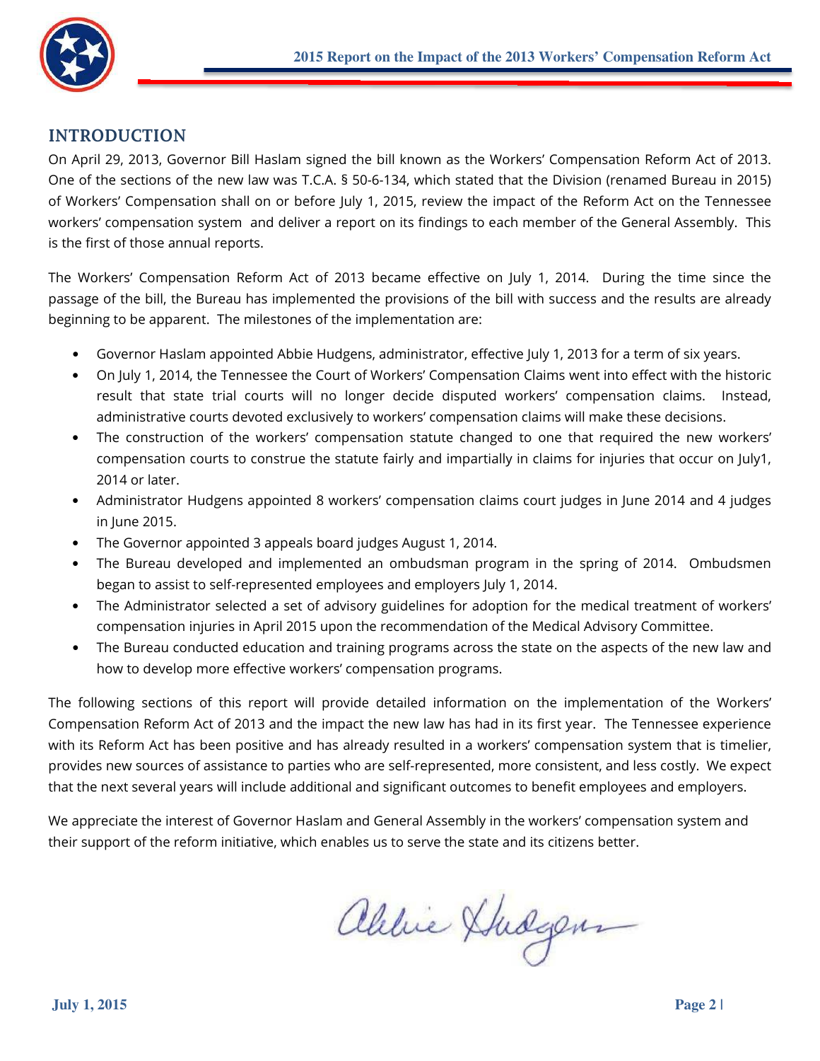## INTRODUCTION

On April 29, 2013, Governor Bill Haslam signed the bill known as the Workers' Compensation Reform Act of 2013. One of the sections of the new law was T.C.A. § 50-6-134, which stated that the Division (renamed Bureau in 2015) of Workers' Compensation shall on or before July 1, 2015, review the impact of the Reform Act on the Tennessee workers' compensation system and deliver a report on its findings to each member of the General Assembly. This is the first of those annual reports.

The Workers' Compensation Reform Act of 2013 became effective on July 1, 2014. During the time since the passage of the bill, the Bureau has implemented the provisions of the bill with success and the results are already beginning to be apparent. The milestones of the implementation are:

- Governor Haslam appointed Abbie Hudgens, administrator, effective July 1, 2013 for a term of six years.
- On July 1, 2014, the Tennessee the Court of Workers' Compensation Claims went into effect with the historic result that state trial courts will no longer decide disputed workers' compensation claims. Instead, administrative courts devoted exclusively to workers' compensation claims will make these decisions.
- The construction of the workers' compensation statute changed to one that required the new workers' compensation courts to construe the statute fairly and impartially in claims for injuries that occur on July1, 2014 or later.
- Administrator Hudgens appointed 8 workers' compensation claims court judges in June 2014 and 4 judges in June 2015.
- The Governor appointed 3 appeals board judges August 1, 2014.
- The Bureau developed and implemented an ombudsman program in the spring of 2014. Ombudsmen began to assist to self-represented employees and employers July 1, 2014.
- The Administrator selected a set of advisory guidelines for adoption for the medical treatment of workers' compensation injuries in April 2015 upon the recommendation of the Medical Advisory Committee.
- The Bureau conducted education and training programs across the state on the aspects of the new law and how to develop more effective workers' compensation programs.

The following sections of this report will provide detailed information on the implementation of the Workers' Compensation Reform Act of 2013 and the impact the new law has had in its first year. The Tennessee experience with its Reform Act has been positive and has already resulted in a workers' compensation system that is timelier, provides new sources of assistance to parties who are self-represented, more consistent, and less costly. We expect that the next several years will include additional and significant outcomes to benefit employees and employers.

We appreciate the interest of Governor Haslam and General Assembly in the workers' compensation system and their support of the reform initiative, which enables us to serve the state and its citizens better.

Abbie Hudgens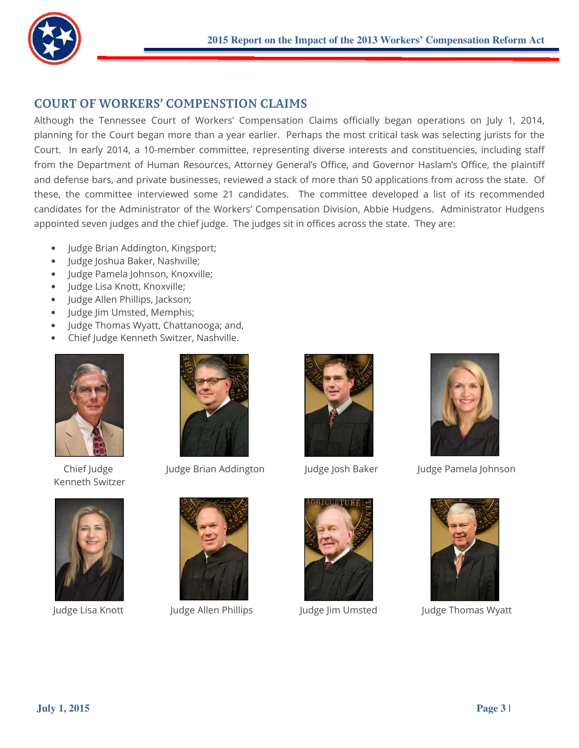## COURT OF WORKERS' COMPENSTION CLAIMS

Although the Tennessee Court of Workers' Compensation Claims officially began operations on July 1, 2014, planning for the Court began more than a year earlier. Perhaps the most critical task was selecting jurists for the Court. In early 2014, a 10-member committee, representing diverse interests and constituencies, including staff from the Department of Human Resources, Attorney General's Office, and Governor Haslam's Office, the plaintiff and defense bars, and private businesses, reviewed a stack of more than 50 applications from across the state. Of these, the committee interviewed some 21 candidates. The committee developed a list of its recommended candidates for the Administrator of the Workers' Compensation Division, Abbie Hudgens. Administrator Hudgens appointed seven judges and the chief judge. The judges sit in offices across the state. They are:

- Judge Brian Addington, Kingsport;
- Judge Joshua Baker, Nashville;
- Judge Pamela Johnson, Knoxville;
- Judge Lisa Knott, Knoxville;
- Judge Allen Phillips, Jackson;
- Judge Jim Umsted, Memphis;
- Judge Thomas Wyatt, Chattanooga; and,
- Chief Judge Kenneth Switzer, Nashville.

Chief Judge Kenneth Switzer

Judge Brian Addington

Judge Josh Baker

Judge Pamela Johnson

Judge Lisa Knott

Judge Allen Phillips

Judge Jim Umsted

Judge Thomas Wyatt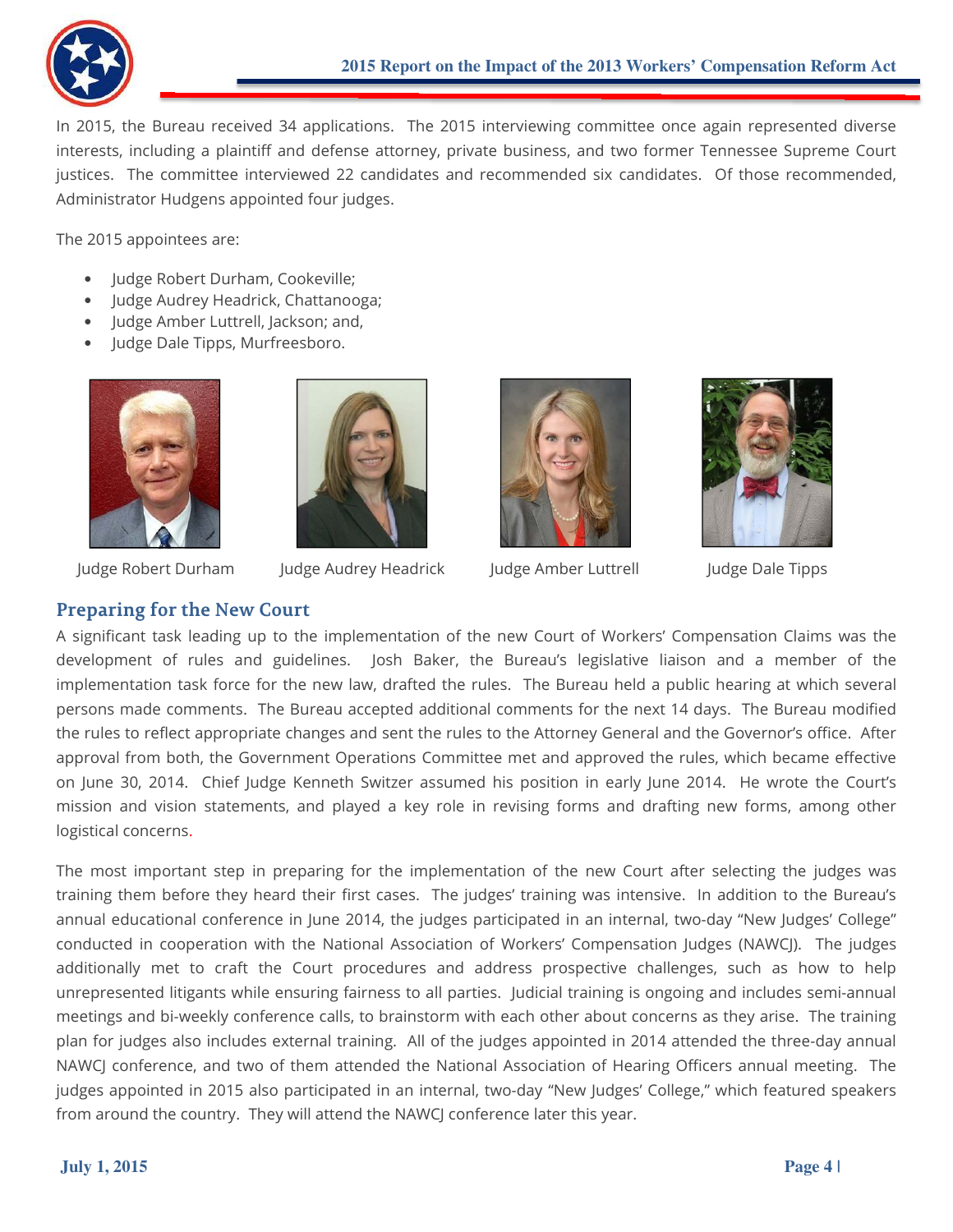In 2015, the Bureau received 34 applications. The 2015 interviewing committee once again represented diverse interests, including a plaintiff and defense attorney, private business, and two former Tennessee Supreme Court justices. The committee interviewed 22 candidates and recommended six candidates. Of those recommended, Administrator Hudgens appointed four judges.

The 2015 appointees are:

- Judge Robert Durham, Cookeville;
- Judge Audrey Headrick, Chattanooga;
- Judge Amber Luttrell, Jackson; and,
- Judge Dale Tipps, Murfreesboro.

Judge Robert Durham

Judge Audrey Headrick

Judge Amber Luttrell

Judge Dale Tipps

## Preparing for the New Court

A significant task leading up to the implementation of the new Court of Workers' Compensation Claims was the development of rules and guidelines. Josh Baker, the Bureau's legislative liaison and a member of the implementation task force for the new law, drafted the rules. The Bureau held a public hearing at which several persons made comments. The Bureau accepted additional comments for the next 14 days. The Bureau modified the rules to reflect appropriate changes and sent the rules to the Attorney General and the Governor's office. After approval from both, the Government Operations Committee met and approved the rules, which became effective on June 30, 2014. Chief Judge Kenneth Switzer assumed his position in early June 2014. He wrote the Court's mission and vision statements, and played a key role in revising forms and drafting new forms, among other logistical concerns.

The most important step in preparing for the implementation of the new Court after selecting the judges was training them before they heard their first cases. The judges' training was intensive. In addition to the Bureau's annual educational conference in June 2014, the judges participated in an internal, two-day "New Judges' College" conducted in cooperation with the National Association of Workers' Compensation Judges (NAWCJ). The judges additionally met to craft the Court procedures and address prospective challenges, such as how to help unrepresented litigants while ensuring fairness to all parties. Judicial training is ongoing and includes semi-annual meetings and bi-weekly conference calls, to brainstorm with each other about concerns as they arise. The training plan for judges also includes external training. All of the judges appointed in 2014 attended the three-day annual NAWCJ conference, and two of them attended the National Association of Hearing Officers annual meeting. The judges appointed in 2015 also participated in an internal, two-day "New Judges' College," which featured speakers from around the country. They will attend the NAWCJ conference later this year.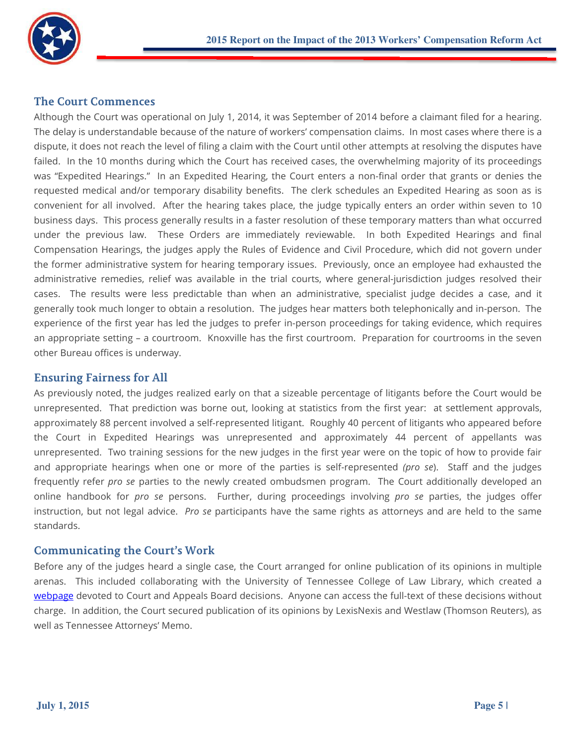## The Court Commences

Although the Court was operational on July 1, 2014, it was September of 2014 before a claimant filed for a hearing. The delay is understandable because of the nature of workers' compensation claims. In most cases where there is a dispute, it does not reach the level of filing a claim with the Court until other attempts at resolving the disputes have failed. In the 10 months during which the Court has received cases, the overwhelming majority of its proceedings was "Expedited Hearings." In an Expedited Hearing, the Court enters a non-final order that grants or denies the requested medical and/or temporary disability benefits. The clerk schedules an Expedited Hearing as soon as is convenient for all involved. After the hearing takes place, the judge typically enters an order within seven to 10 business days. This process generally results in a faster resolution of these temporary matters than what occurred under the previous law. These Orders are immediately reviewable. In both Expedited Hearings and final Compensation Hearings, the judges apply the Rules of Evidence and Civil Procedure, which did not govern under the former administrative system for hearing temporary issues. Previously, once an employee had exhausted the administrative remedies, relief was available in the trial courts, where general-jurisdiction judges resolved their cases. The results were less predictable than when an administrative, specialist judge decides a case, and it generally took much longer to obtain a resolution. The judges hear matters both telephonically and in-person. The experience of the first year has led the judges to prefer in-person proceedings for taking evidence, which requires an appropriate setting – a courtroom. Knoxville has the first courtroom. Preparation for courtrooms in the seven other Bureau offices is underway.

## Ensuring Fairness for All

As previously noted, the judges realized early on that a sizeable percentage of litigants before the Court would be unrepresented. That prediction was borne out, looking at statistics from the first year: at settlement approvals, approximately 88 percent involved a self-represented litigant. Roughly 40 percent of litigants who appeared before the Court in Expedited Hearings was unrepresented and approximately 44 percent of appellants was unrepresented. Two training sessions for the new judges in the first year were on the topic of how to provide fair and appropriate hearings when one or more of the parties is self-represented *(pro se)*. Staff and the judges frequently refer *pro se* parties to the newly created ombudsmen program. The Court additionally developed an online handbook for *pro se* persons. Further, during proceedings involving *pro se* parties, the judges offer instruction, but not legal advice. *Pro se* participants have the same rights as attorneys and are held to the same standards.

## Communicating the Court's Work

Before any of the judges heard a single case, the Court arranged for online publication of its opinions in multiple arenas. This included collaborating with the University of Tennessee College of Law Library, which created a webpage devoted to Court and Appeals Board decisions. Anyone can access the full-text of these decisions without charge. In addition, the Court secured publication of its opinions by LexisNexis and Westlaw (Thomson Reuters), as well as Tennessee Attorneys' Memo.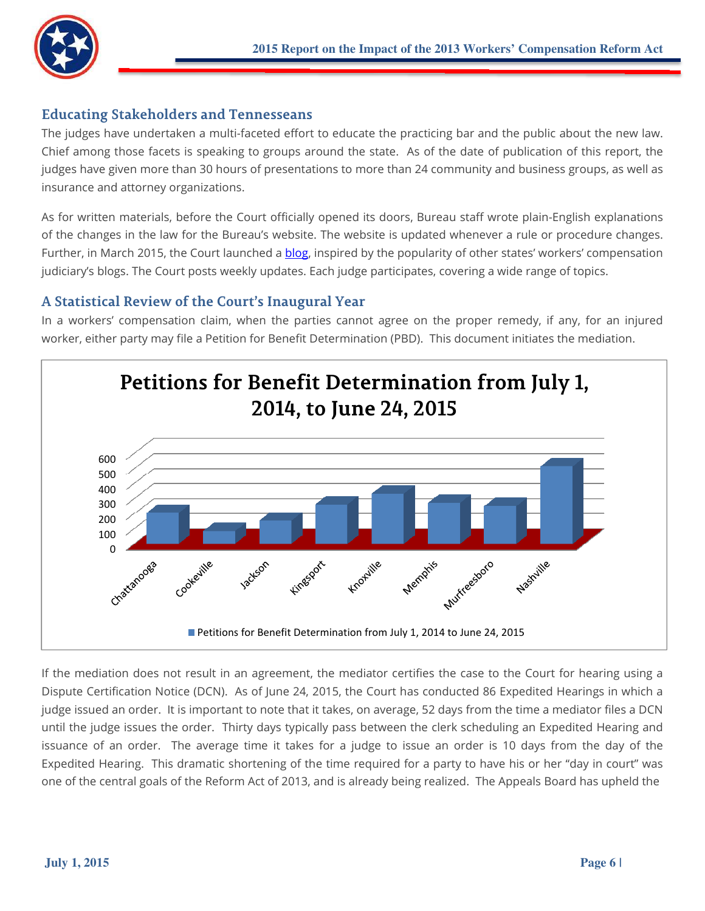## Educating Stakeholders and Tennesseans

The judges have undertaken a multi-faceted effort to educate the practicing bar and the public about the new law. Chief among those facets is speaking to groups around the state. As of the date of publication of this report, the judges have given more than 30 hours of presentations to more than 24 community and business groups, as well as insurance and attorney organizations.

As for written materials, before the Court officially opened its doors, Bureau staff wrote plain-English explanations of the changes in the law for the Bureau's website. The website is updated whenever a rule or procedure changes. Further, in March 2015, the Court launched a blog, inspired by the popularity of other states' workers' compensation judiciary's blogs. The Court posts weekly updates. Each judge participates, covering a wide range of topics.

## A Statistical Review of the Court's Inaugural Year

In a workers' compensation claim, when the parties cannot agree on the proper remedy, if any, for an injured worker, either party may file a Petition for Benefit Determination (PBD). This document initiates the mediation.

**Petitions for Benefit Determination from July 1, 2014, to June 24, 2015**

Chart categories: Chattanooga, Cookeville, Jackson, Kingsport, Knoxville, Memphis, Murfreesboro, Nashville (y-axis 0–600)

Legend: Petitions for Benefit Determination from July 1, 2014 to June 24, 2015

If the mediation does not result in an agreement, the mediator certifies the case to the Court for hearing using a Dispute Certification Notice (DCN). As of June 24, 2015, the Court has conducted 86 Expedited Hearings in which a judge issued an order. It is important to note that it takes, on average, 52 days from the time a mediator files a DCN until the judge issues the order. Thirty days typically pass between the clerk scheduling an Expedited Hearing and issuance of an order. The average time it takes for a judge to issue an order is 10 days from the day of the Expedited Hearing. This dramatic shortening of the time required for a party to have his or her "day in court" was one of the central goals of the Reform Act of 2013, and is already being realized. The Appeals Board has upheld the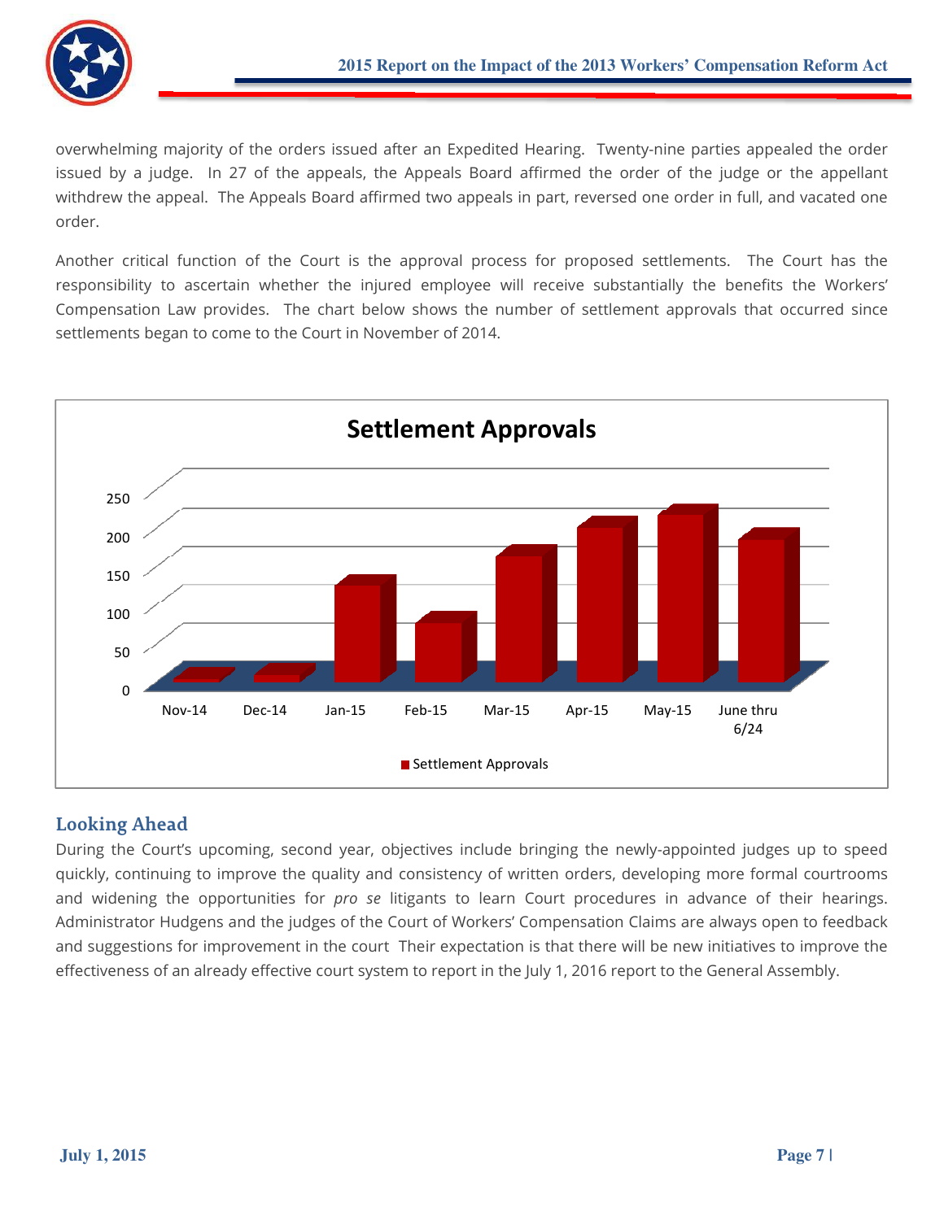overwhelming majority of the orders issued after an Expedited Hearing. Twenty-nine parties appealed the order issued by a judge. In 27 of the appeals, the Appeals Board affirmed the order of the judge or the appellant withdrew the appeal. The Appeals Board affirmed two appeals in part, reversed one order in full, and vacated one order.

Another critical function of the Court is the approval process for proposed settlements. The Court has the responsibility to ascertain whether the injured employee will receive substantially the benefits the Workers' Compensation Law provides. The chart below shows the number of settlement approvals that occurred since settlements began to come to the Court in November of 2014.

**Settlement Approvals**

(Chart: Settlement Approvals by month — Nov-14, Dec-14, Jan-15, Feb-15, Mar-15, Apr-15, May-15, June thru 6/24; y-axis 0–250)

## Looking Ahead

During the Court's upcoming, second year, objectives include bringing the newly-appointed judges up to speed quickly, continuing to improve the quality and consistency of written orders, developing more formal courtrooms and widening the opportunities for *pro se* litigants to learn Court procedures in advance of their hearings. Administrator Hudgens and the judges of the Court of Workers' Compensation Claims are always open to feedback and suggestions for improvement in the court Their expectation is that there will be new initiatives to improve the effectiveness of an already effective court system to report in the July 1, 2016 report to the General Assembly.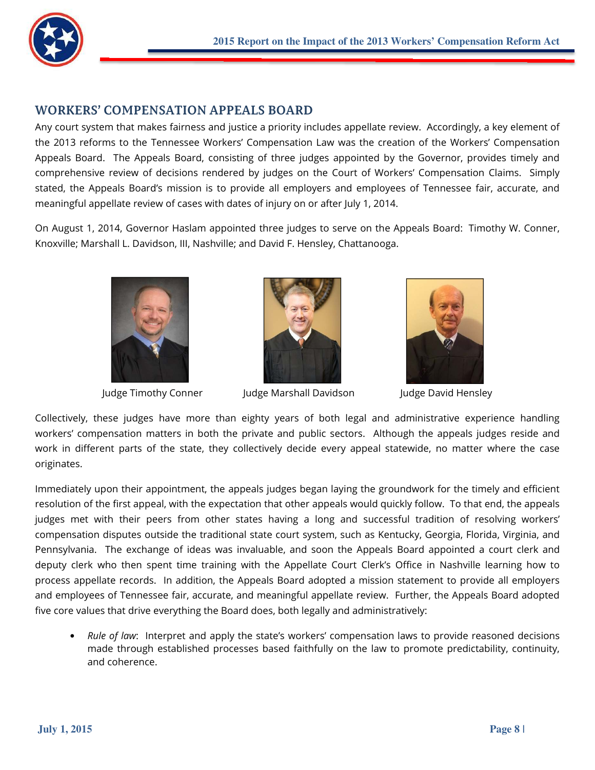## WORKERS' COMPENSATION APPEALS BOARD

Any court system that makes fairness and justice a priority includes appellate review. Accordingly, a key element of the 2013 reforms to the Tennessee Workers' Compensation Law was the creation of the Workers' Compensation Appeals Board. The Appeals Board, consisting of three judges appointed by the Governor, provides timely and comprehensive review of decisions rendered by judges on the Court of Workers' Compensation Claims. Simply stated, the Appeals Board's mission is to provide all employers and employees of Tennessee fair, accurate, and meaningful appellate review of cases with dates of injury on or after July 1, 2014.

On August 1, 2014, Governor Haslam appointed three judges to serve on the Appeals Board: Timothy W. Conner, Knoxville; Marshall L. Davidson, III, Nashville; and David F. Hensley, Chattanooga.

Judge Timothy Conner

Judge Marshall Davidson

Judge David Hensley

Collectively, these judges have more than eighty years of both legal and administrative experience handling workers' compensation matters in both the private and public sectors. Although the appeals judges reside and work in different parts of the state, they collectively decide every appeal statewide, no matter where the case originates.

Immediately upon their appointment, the appeals judges began laying the groundwork for the timely and efficient resolution of the first appeal, with the expectation that other appeals would quickly follow. To that end, the appeals judges met with their peers from other states having a long and successful tradition of resolving workers' compensation disputes outside the traditional state court system, such as Kentucky, Georgia, Florida, Virginia, and Pennsylvania. The exchange of ideas was invaluable, and soon the Appeals Board appointed a court clerk and deputy clerk who then spent time training with the Appellate Court Clerk's Office in Nashville learning how to process appellate records. In addition, the Appeals Board adopted a mission statement to provide all employers and employees of Tennessee fair, accurate, and meaningful appellate review. Further, the Appeals Board adopted five core values that drive everything the Board does, both legally and administratively:

- *Rule of law*: Interpret and apply the state's workers' compensation laws to provide reasoned decisions made through established processes based faithfully on the law to promote predictability, continuity, and coherence.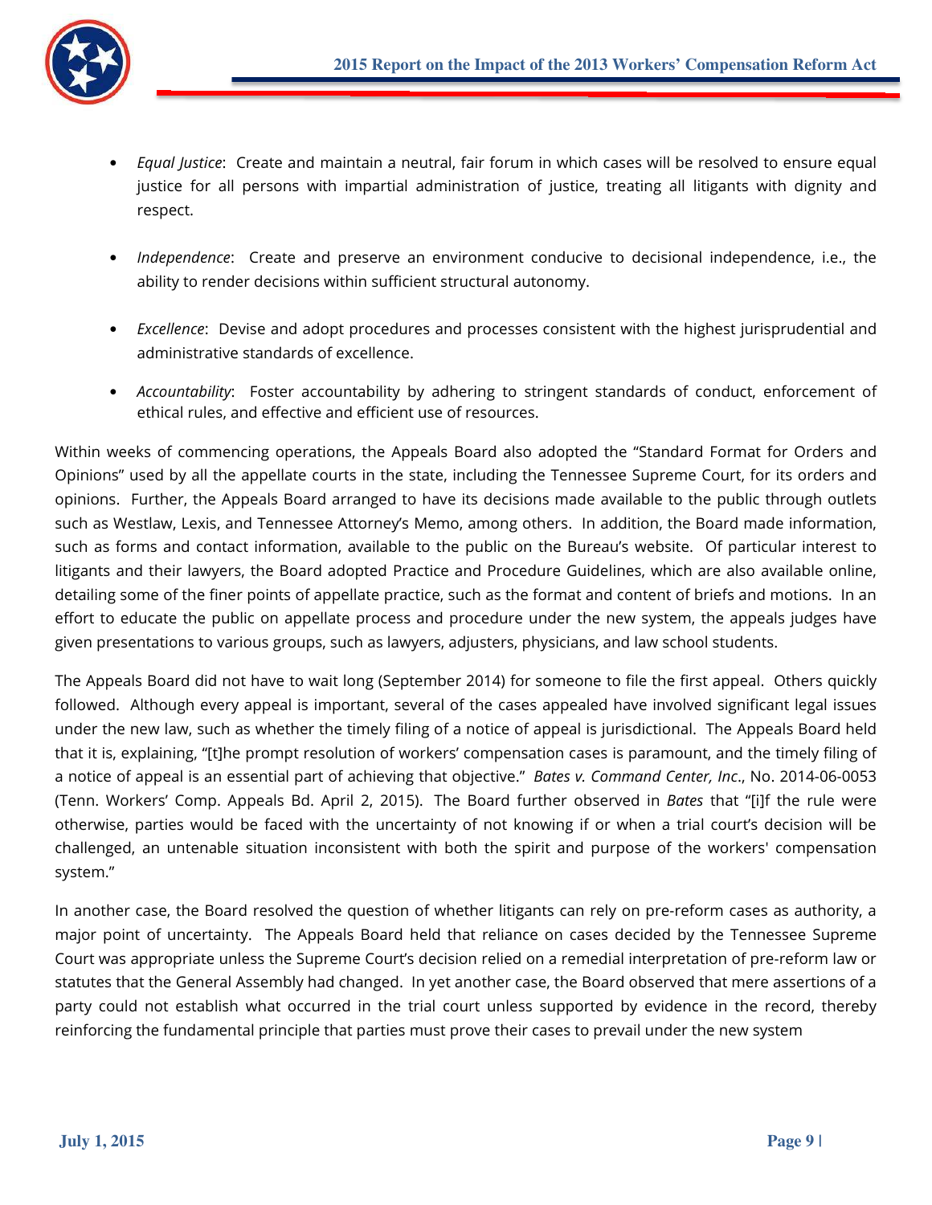- *Equal Justice*: Create and maintain a neutral, fair forum in which cases will be resolved to ensure equal justice for all persons with impartial administration of justice, treating all litigants with dignity and respect.

- *Independence*: Create and preserve an environment conducive to decisional independence, i.e., the ability to render decisions within sufficient structural autonomy.

- *Excellence*: Devise and adopt procedures and processes consistent with the highest jurisprudential and administrative standards of excellence.

- *Accountability*: Foster accountability by adhering to stringent standards of conduct, enforcement of ethical rules, and effective and efficient use of resources.

Within weeks of commencing operations, the Appeals Board also adopted the "Standard Format for Orders and Opinions" used by all the appellate courts in the state, including the Tennessee Supreme Court, for its orders and opinions. Further, the Appeals Board arranged to have its decisions made available to the public through outlets such as Westlaw, Lexis, and Tennessee Attorney's Memo, among others. In addition, the Board made information, such as forms and contact information, available to the public on the Bureau's website. Of particular interest to litigants and their lawyers, the Board adopted Practice and Procedure Guidelines, which are also available online, detailing some of the finer points of appellate practice, such as the format and content of briefs and motions. In an effort to educate the public on appellate process and procedure under the new system, the appeals judges have given presentations to various groups, such as lawyers, adjusters, physicians, and law school students.

The Appeals Board did not have to wait long (September 2014) for someone to file the first appeal. Others quickly followed. Although every appeal is important, several of the cases appealed have involved significant legal issues under the new law, such as whether the timely filing of a notice of appeal is jurisdictional. The Appeals Board held that it is, explaining, "[t]he prompt resolution of workers' compensation cases is paramount, and the timely filing of a notice of appeal is an essential part of achieving that objective." *Bates v. Command Center, Inc*., No. 2014-06-0053 (Tenn. Workers' Comp. Appeals Bd. April 2, 2015). The Board further observed in *Bates* that "[i]f the rule were otherwise, parties would be faced with the uncertainty of not knowing if or when a trial court's decision will be challenged, an untenable situation inconsistent with both the spirit and purpose of the workers' compensation system."

In another case, the Board resolved the question of whether litigants can rely on pre-reform cases as authority, a major point of uncertainty. The Appeals Board held that reliance on cases decided by the Tennessee Supreme Court was appropriate unless the Supreme Court's decision relied on a remedial interpretation of pre-reform law or statutes that the General Assembly had changed. In yet another case, the Board observed that mere assertions of a party could not establish what occurred in the trial court unless supported by evidence in the record, thereby reinforcing the fundamental principle that parties must prove their cases to prevail under the new system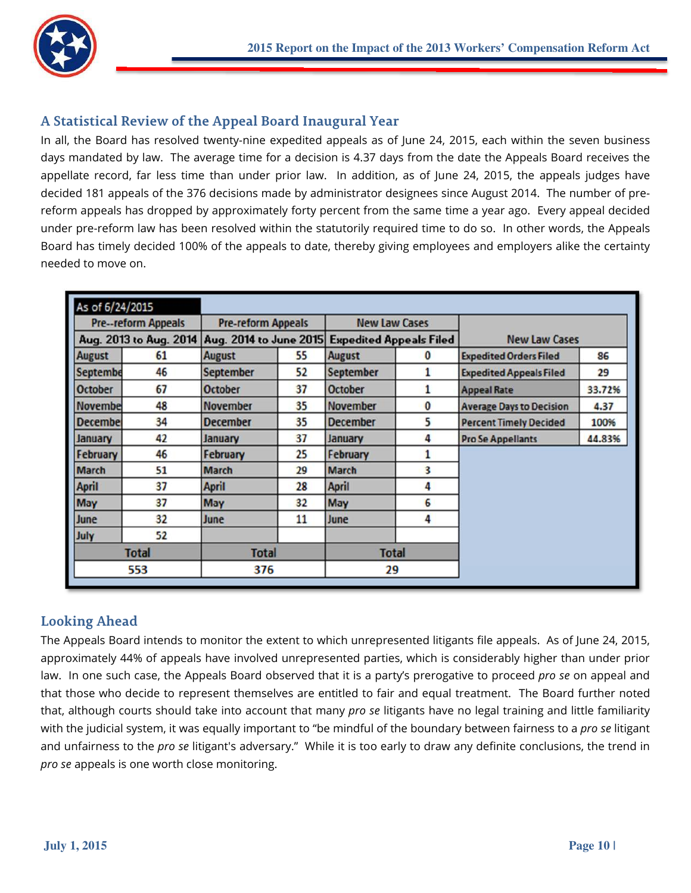## A Statistical Review of the Appeal Board Inaugural Year

In all, the Board has resolved twenty-nine expedited appeals as of June 24, 2015, each within the seven business days mandated by law. The average time for a decision is 4.37 days from the date the Appeals Board receives the appellate record, far less time than under prior law. In addition, as of June 24, 2015, the appeals judges have decided 181 appeals of the 376 decisions made by administrator designees since August 2014. The number of pre-reform appeals has dropped by approximately forty percent from the same time a year ago. Every appeal decided under pre-reform law has been resolved within the statutorily required time to do so. In other words, the Appeals Board has timely decided 100% of the appeals to date, thereby giving employees and employers alike the certainty needed to move on.

| As of 6/24/2015 | | | | | | | |
|---|---|---|---|---|---|---|---|
| Pre--reform Appeals | | Pre-reform Appeals | | New Law Cases | | New Law Cases | |
| Aug. 2013 to Aug. 2014 | | Aug. 2014 to June 2015 | | Expedited Appeals Filed | | | |
| August | 61 | August | 55 | August | 0 | Expedited Orders Filed | 86 |
| Septembe | 46 | September | 52 | September | 1 | Expedited Appeals Filed | 29 |
| October | 67 | October | 37 | October | 1 | Appeal Rate | 33.72% |
| Novembe | 48 | November | 35 | November | 0 | Average Days to Decision | 4.37 |
| Decembe | 34 | December | 35 | December | 5 | Percent Timely Decided | 100% |
| January | 42 | January | 37 | January | 4 | Pro Se Appellants | 44.83% |
| February | 46 | February | 25 | February | 1 | | |
| March | 51 | March | 29 | March | 3 | | |
| April | 37 | April | 28 | April | 4 | | |
| May | 37 | May | 32 | May | 6 | | |
| June | 32 | June | 11 | June | 4 | | |
| July | 52 | | | | | | |
| Total | | Total | | Total | | | |
| 553 | | 376 | | 29 | | | |

## Looking Ahead

The Appeals Board intends to monitor the extent to which unrepresented litigants file appeals. As of June 24, 2015, approximately 44% of appeals have involved unrepresented parties, which is considerably higher than under prior law. In one such case, the Appeals Board observed that it is a party's prerogative to proceed *pro se* on appeal and that those who decide to represent themselves are entitled to fair and equal treatment. The Board further noted that, although courts should take into account that many *pro se* litigants have no legal training and little familiarity with the judicial system, it was equally important to "be mindful of the boundary between fairness to a *pro se* litigant and unfairness to the *pro se* litigant's adversary." While it is too early to draw any definite conclusions, the trend in *pro se* appeals is one worth close monitoring.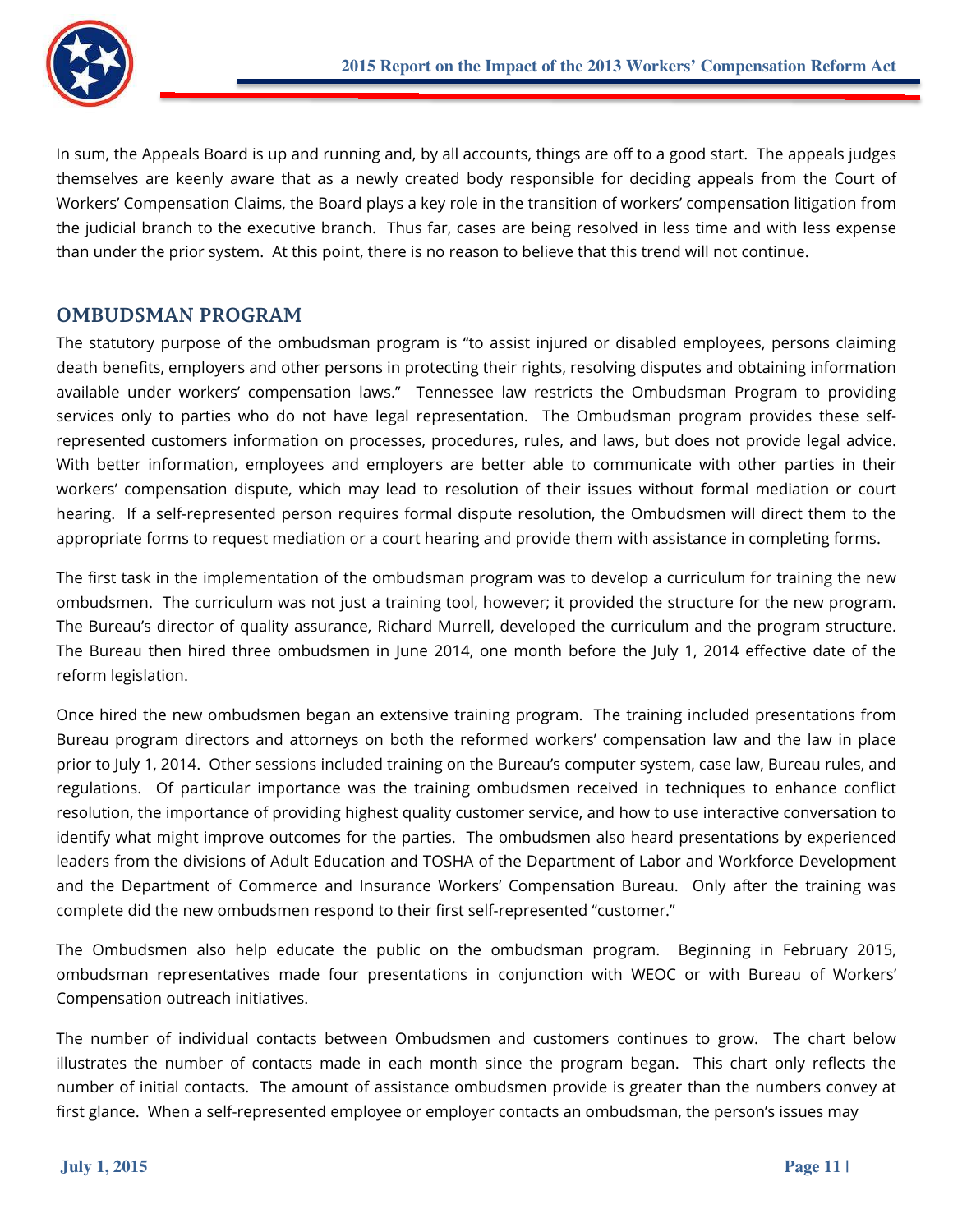In sum, the Appeals Board is up and running and, by all accounts, things are off to a good start. The appeals judges themselves are keenly aware that as a newly created body responsible for deciding appeals from the Court of Workers' Compensation Claims, the Board plays a key role in the transition of workers' compensation litigation from the judicial branch to the executive branch. Thus far, cases are being resolved in less time and with less expense than under the prior system. At this point, there is no reason to believe that this trend will not continue.

## OMBUDSMAN PROGRAM

The statutory purpose of the ombudsman program is "to assist injured or disabled employees, persons claiming death benefits, employers and other persons in protecting their rights, resolving disputes and obtaining information available under workers' compensation laws." Tennessee law restricts the Ombudsman Program to providing services only to parties who do not have legal representation. The Ombudsman program provides these self-represented customers information on processes, procedures, rules, and laws, but does not provide legal advice. With better information, employees and employers are better able to communicate with other parties in their workers' compensation dispute, which may lead to resolution of their issues without formal mediation or court hearing. If a self-represented person requires formal dispute resolution, the Ombudsmen will direct them to the appropriate forms to request mediation or a court hearing and provide them with assistance in completing forms.

The first task in the implementation of the ombudsman program was to develop a curriculum for training the new ombudsmen. The curriculum was not just a training tool, however; it provided the structure for the new program. The Bureau's director of quality assurance, Richard Murrell, developed the curriculum and the program structure. The Bureau then hired three ombudsmen in June 2014, one month before the July 1, 2014 effective date of the reform legislation.

Once hired the new ombudsmen began an extensive training program. The training included presentations from Bureau program directors and attorneys on both the reformed workers' compensation law and the law in place prior to July 1, 2014. Other sessions included training on the Bureau's computer system, case law, Bureau rules, and regulations. Of particular importance was the training ombudsmen received in techniques to enhance conflict resolution, the importance of providing highest quality customer service, and how to use interactive conversation to identify what might improve outcomes for the parties. The ombudsmen also heard presentations by experienced leaders from the divisions of Adult Education and TOSHA of the Department of Labor and Workforce Development and the Department of Commerce and Insurance Workers' Compensation Bureau. Only after the training was complete did the new ombudsmen respond to their first self-represented "customer."

The Ombudsmen also help educate the public on the ombudsman program. Beginning in February 2015, ombudsman representatives made four presentations in conjunction with WEOC or with Bureau of Workers' Compensation outreach initiatives.

The number of individual contacts between Ombudsmen and customers continues to grow. The chart below illustrates the number of contacts made in each month since the program began. This chart only reflects the number of initial contacts. The amount of assistance ombudsmen provide is greater than the numbers convey at first glance. When a self-represented employee or employer contacts an ombudsman, the person's issues may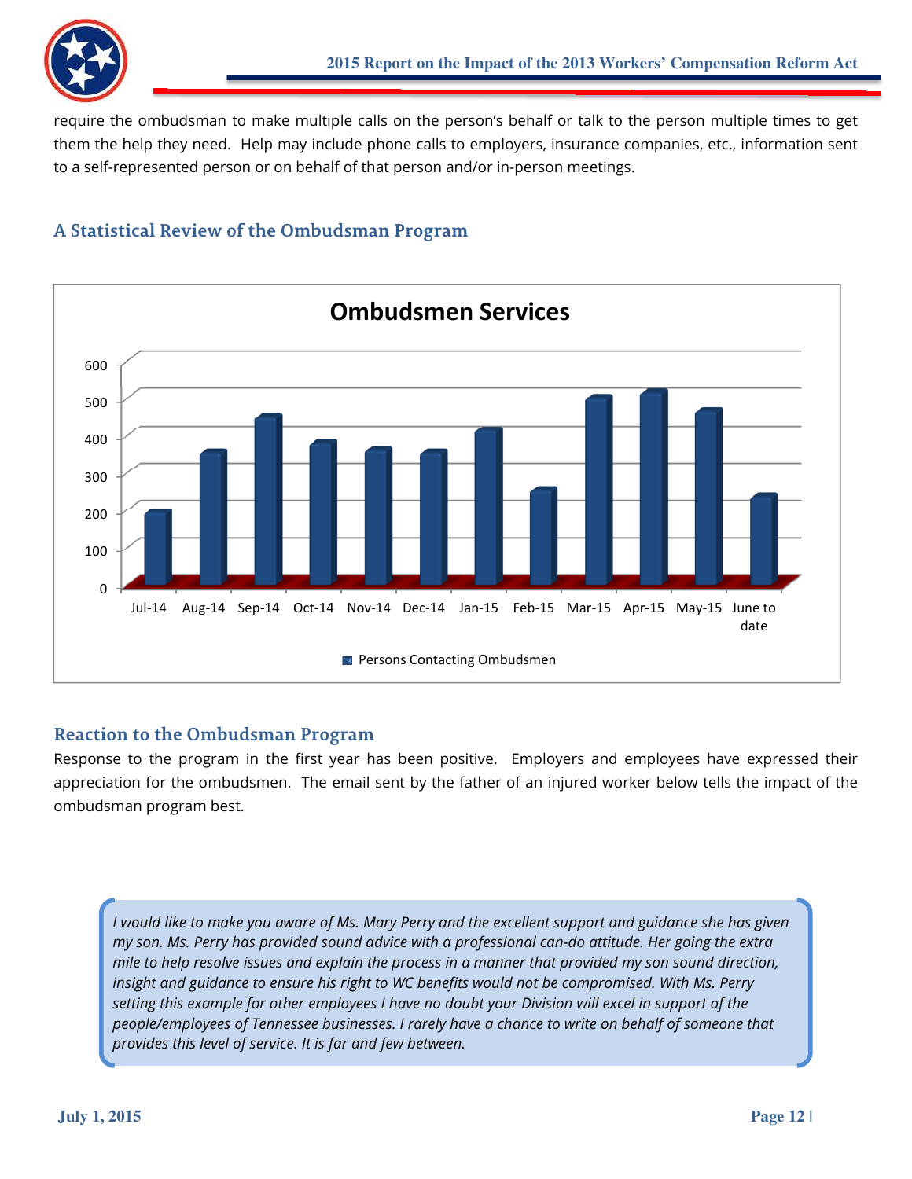require the ombudsman to make multiple calls on the person's behalf or talk to the person multiple times to get them the help they need. Help may include phone calls to employers, insurance companies, etc., information sent to a self-represented person or on behalf of that person and/or in-person meetings.

## A Statistical Review of the Ombudsman Program

**Ombudsmen Services**

Persons Contacting Ombudsmen (Jul-14 through June to date)

## Reaction to the Ombudsman Program

Response to the program in the first year has been positive. Employers and employees have expressed their appreciation for the ombudsmen. The email sent by the father of an injured worker below tells the impact of the ombudsman program best.

> *I would like to make you aware of Ms. Mary Perry and the excellent support and guidance she has given my son. Ms. Perry has provided sound advice with a professional can-do attitude. Her going the extra mile to help resolve issues and explain the process in a manner that provided my son sound direction, insight and guidance to ensure his right to WC benefits would not be compromised. With Ms. Perry setting this example for other employees I have no doubt your Division will excel in support of the people/employees of Tennessee businesses. I rarely have a chance to write on behalf of someone that provides this level of service. It is far and few between.*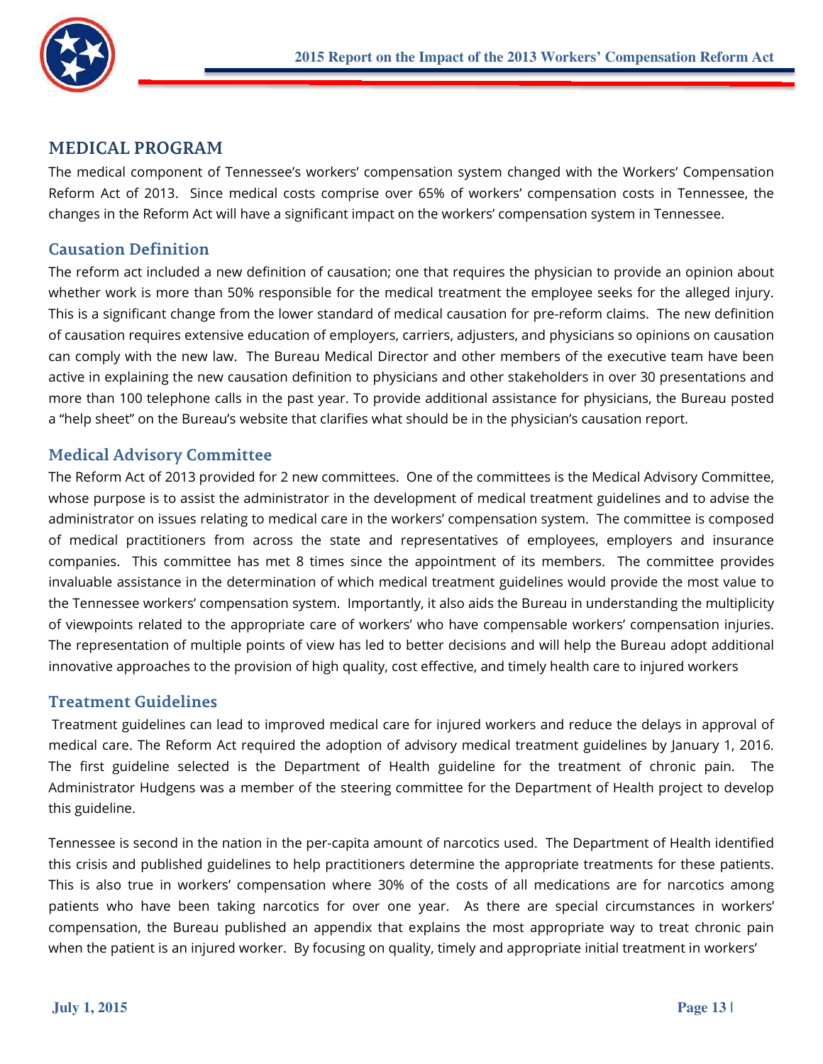## MEDICAL PROGRAM

The medical component of Tennessee's workers' compensation system changed with the Workers' Compensation Reform Act of 2013. Since medical costs comprise over 65% of workers' compensation costs in Tennessee, the changes in the Reform Act will have a significant impact on the workers' compensation system in Tennessee.

### Causation Definition

The reform act included a new definition of causation; one that requires the physician to provide an opinion about whether work is more than 50% responsible for the medical treatment the employee seeks for the alleged injury. This is a significant change from the lower standard of medical causation for pre-reform claims. The new definition of causation requires extensive education of employers, carriers, adjusters, and physicians so opinions on causation can comply with the new law. The Bureau Medical Director and other members of the executive team have been active in explaining the new causation definition to physicians and other stakeholders in over 30 presentations and more than 100 telephone calls in the past year. To provide additional assistance for physicians, the Bureau posted a "help sheet" on the Bureau's website that clarifies what should be in the physician's causation report.

### Medical Advisory Committee

The Reform Act of 2013 provided for 2 new committees. One of the committees is the Medical Advisory Committee, whose purpose is to assist the administrator in the development of medical treatment guidelines and to advise the administrator on issues relating to medical care in the workers' compensation system. The committee is composed of medical practitioners from across the state and representatives of employees, employers and insurance companies. This committee has met 8 times since the appointment of its members. The committee provides invaluable assistance in the determination of which medical treatment guidelines would provide the most value to the Tennessee workers' compensation system. Importantly, it also aids the Bureau in understanding the multiplicity of viewpoints related to the appropriate care of workers' who have compensable workers' compensation injuries. The representation of multiple points of view has led to better decisions and will help the Bureau adopt additional innovative approaches to the provision of high quality, cost effective, and timely health care to injured workers

### Treatment Guidelines

Treatment guidelines can lead to improved medical care for injured workers and reduce the delays in approval of medical care. The Reform Act required the adoption of advisory medical treatment guidelines by January 1, 2016. The first guideline selected is the Department of Health guideline for the treatment of chronic pain. The Administrator Hudgens was a member of the steering committee for the Department of Health project to develop this guideline.

Tennessee is second in the nation in the per-capita amount of narcotics used. The Department of Health identified this crisis and published guidelines to help practitioners determine the appropriate treatments for these patients. This is also true in workers' compensation where 30% of the costs of all medications are for narcotics among patients who have been taking narcotics for over one year. As there are special circumstances in workers' compensation, the Bureau published an appendix that explains the most appropriate way to treat chronic pain when the patient is an injured worker. By focusing on quality, timely and appropriate initial treatment in workers'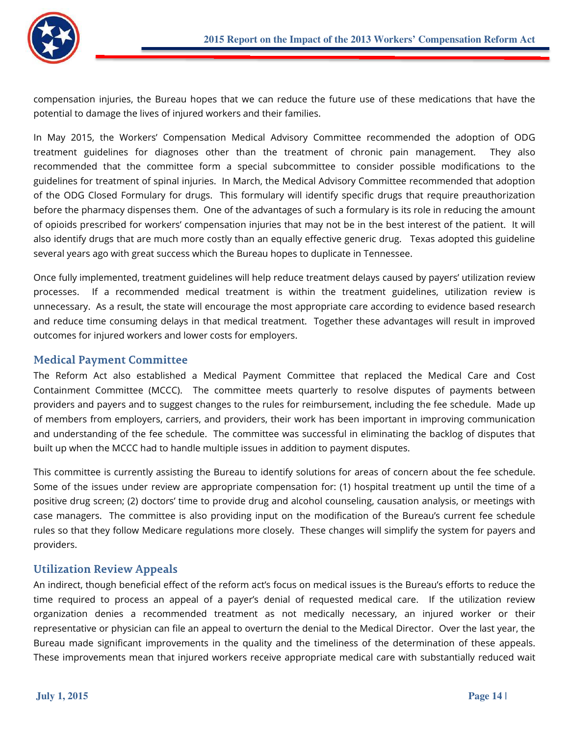compensation injuries, the Bureau hopes that we can reduce the future use of these medications that have the potential to damage the lives of injured workers and their families.

In May 2015, the Workers' Compensation Medical Advisory Committee recommended the adoption of ODG treatment guidelines for diagnoses other than the treatment of chronic pain management. They also recommended that the committee form a special subcommittee to consider possible modifications to the guidelines for treatment of spinal injuries. In March, the Medical Advisory Committee recommended that adoption of the ODG Closed Formulary for drugs. This formulary will identify specific drugs that require preauthorization before the pharmacy dispenses them. One of the advantages of such a formulary is its role in reducing the amount of opioids prescribed for workers' compensation injuries that may not be in the best interest of the patient. It will also identify drugs that are much more costly than an equally effective generic drug. Texas adopted this guideline several years ago with great success which the Bureau hopes to duplicate in Tennessee.

Once fully implemented, treatment guidelines will help reduce treatment delays caused by payers' utilization review processes. If a recommended medical treatment is within the treatment guidelines, utilization review is unnecessary. As a result, the state will encourage the most appropriate care according to evidence based research and reduce time consuming delays in that medical treatment. Together these advantages will result in improved outcomes for injured workers and lower costs for employers.

## Medical Payment Committee

The Reform Act also established a Medical Payment Committee that replaced the Medical Care and Cost Containment Committee (MCCC). The committee meets quarterly to resolve disputes of payments between providers and payers and to suggest changes to the rules for reimbursement, including the fee schedule. Made up of members from employers, carriers, and providers, their work has been important in improving communication and understanding of the fee schedule. The committee was successful in eliminating the backlog of disputes that built up when the MCCC had to handle multiple issues in addition to payment disputes.

This committee is currently assisting the Bureau to identify solutions for areas of concern about the fee schedule. Some of the issues under review are appropriate compensation for: (1) hospital treatment up until the time of a positive drug screen; (2) doctors' time to provide drug and alcohol counseling, causation analysis, or meetings with case managers. The committee is also providing input on the modification of the Bureau's current fee schedule rules so that they follow Medicare regulations more closely. These changes will simplify the system for payers and providers.

## Utilization Review Appeals

An indirect, though beneficial effect of the reform act's focus on medical issues is the Bureau's efforts to reduce the time required to process an appeal of a payer's denial of requested medical care. If the utilization review organization denies a recommended treatment as not medically necessary, an injured worker or their representative or physician can file an appeal to overturn the denial to the Medical Director. Over the last year, the Bureau made significant improvements in the quality and the timeliness of the determination of these appeals. These improvements mean that injured workers receive appropriate medical care with substantially reduced wait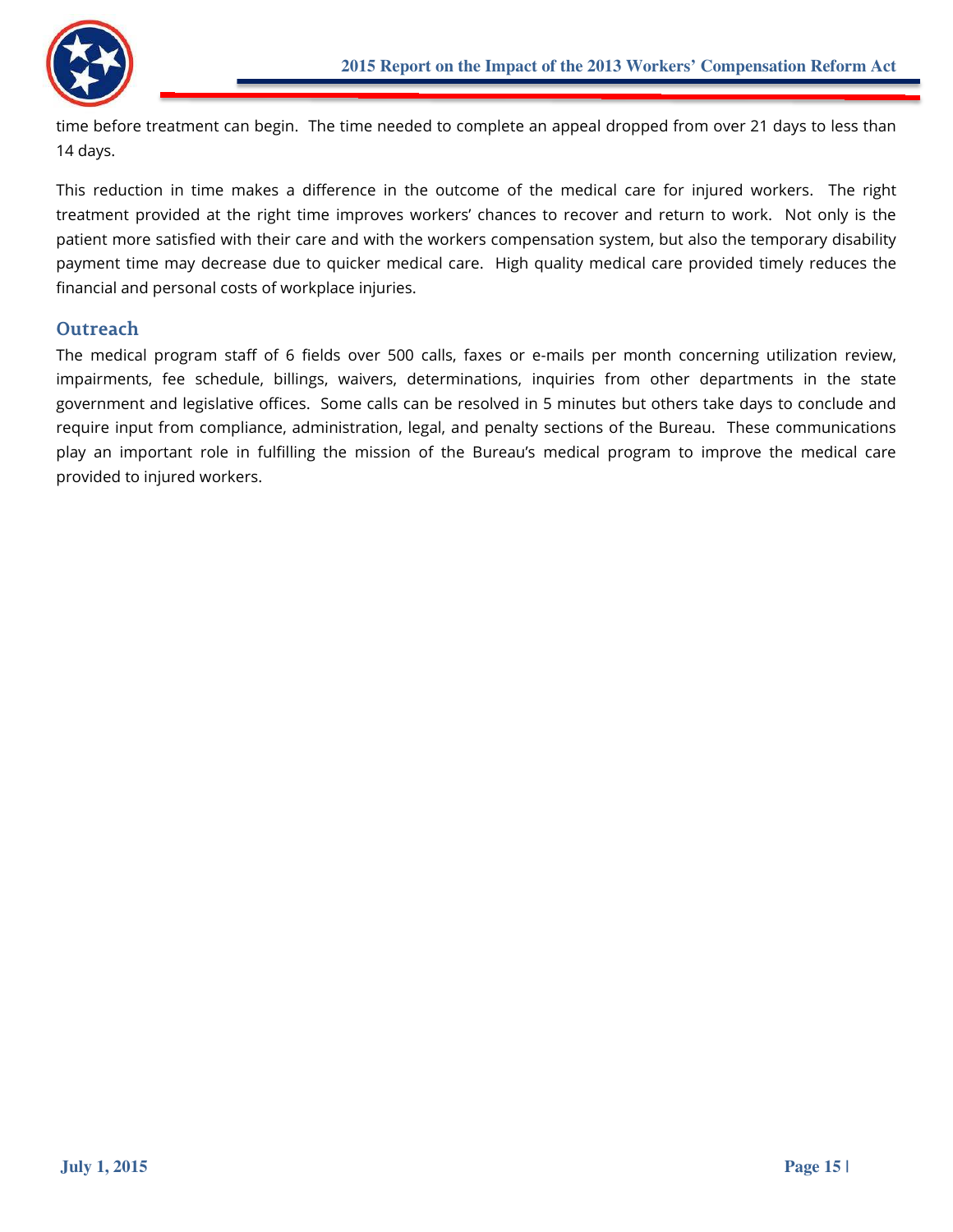time before treatment can begin. The time needed to complete an appeal dropped from over 21 days to less than 14 days.

This reduction in time makes a difference in the outcome of the medical care for injured workers. The right treatment provided at the right time improves workers' chances to recover and return to work. Not only is the patient more satisfied with their care and with the workers compensation system, but also the temporary disability payment time may decrease due to quicker medical care. High quality medical care provided timely reduces the financial and personal costs of workplace injuries.

## Outreach

The medical program staff of 6 fields over 500 calls, faxes or e-mails per month concerning utilization review, impairments, fee schedule, billings, waivers, determinations, inquiries from other departments in the state government and legislative offices. Some calls can be resolved in 5 minutes but others take days to conclude and require input from compliance, administration, legal, and penalty sections of the Bureau. These communications play an important role in fulfilling the mission of the Bureau's medical program to improve the medical care provided to injured workers.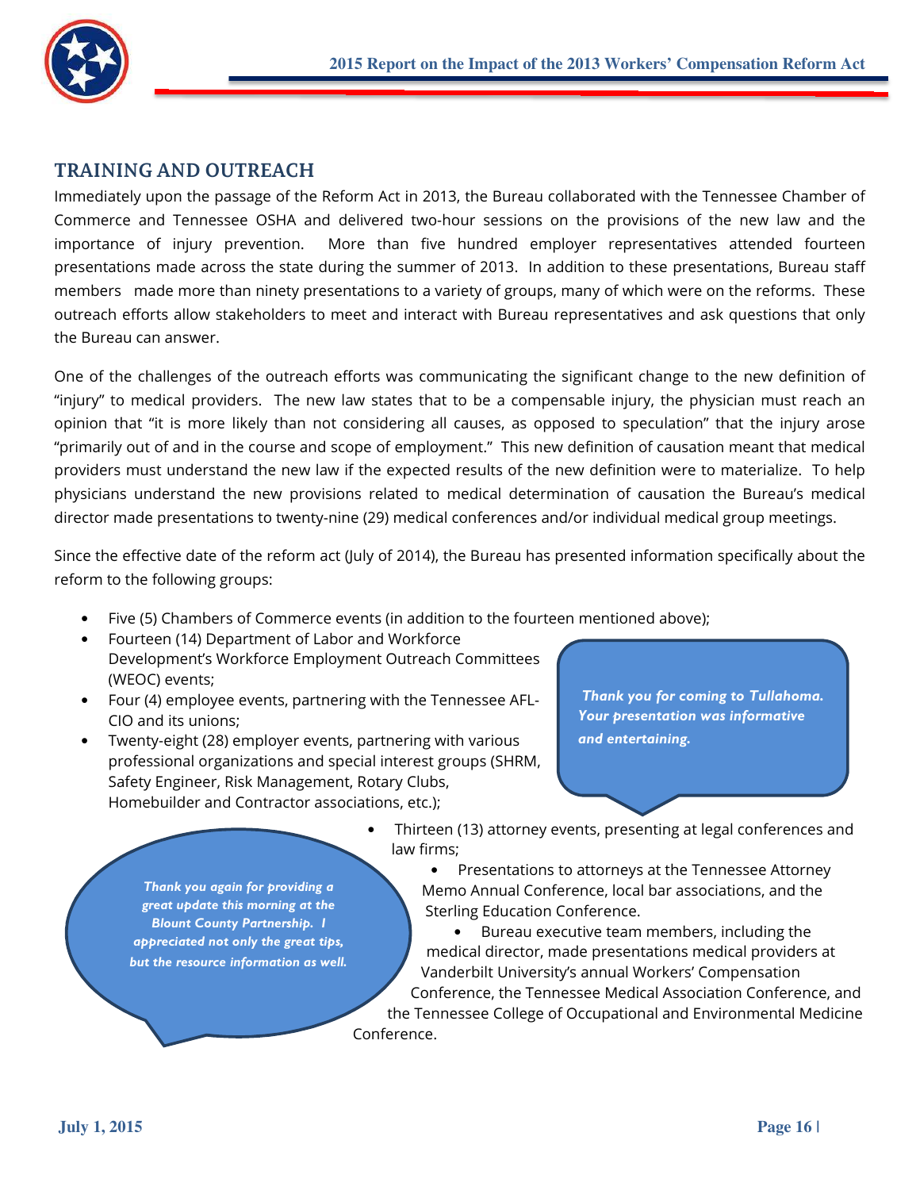## TRAINING AND OUTREACH

Immediately upon the passage of the Reform Act in 2013, the Bureau collaborated with the Tennessee Chamber of Commerce and Tennessee OSHA and delivered two-hour sessions on the provisions of the new law and the importance of injury prevention. More than five hundred employer representatives attended fourteen presentations made across the state during the summer of 2013. In addition to these presentations, Bureau staff members made more than ninety presentations to a variety of groups, many of which were on the reforms. These outreach efforts allow stakeholders to meet and interact with Bureau representatives and ask questions that only the Bureau can answer.

One of the challenges of the outreach efforts was communicating the significant change to the new definition of "injury" to medical providers. The new law states that to be a compensable injury, the physician must reach an opinion that "it is more likely than not considering all causes, as opposed to speculation" that the injury arose "primarily out of and in the course and scope of employment." This new definition of causation meant that medical providers must understand the new law if the expected results of the new definition were to materialize. To help physicians understand the new provisions related to medical determination of causation the Bureau's medical director made presentations to twenty-nine (29) medical conferences and/or individual medical group meetings.

Since the effective date of the reform act (July of 2014), the Bureau has presented information specifically about the reform to the following groups:

- Five (5) Chambers of Commerce events (in addition to the fourteen mentioned above);
- Fourteen (14) Department of Labor and Workforce Development's Workforce Employment Outreach Committees (WEOC) events;
- Four (4) employee events, partnering with the Tennessee AFL-CIO and its unions;
- Twenty-eight (28) employer events, partnering with various professional organizations and special interest groups (SHRM, Safety Engineer, Risk Management, Rotary Clubs, Homebuilder and Contractor associations, etc.);
- Thirteen (13) attorney events, presenting at legal conferences and law firms;
- Presentations to attorneys at the Tennessee Attorney Memo Annual Conference, local bar associations, and the Sterling Education Conference.
- Bureau executive team members, including the medical director, made presentations medical providers at Vanderbilt University's annual Workers' Compensation Conference, the Tennessee Medical Association Conference, and the Tennessee College of Occupational and Environmental Medicine Conference.

> ***Thank you for coming to Tullahoma. Your presentation was informative and entertaining.***

> ***Thank you again for providing a great update this morning at the Blount County Partnership. I appreciated not only the great tips, but the resource information as well.***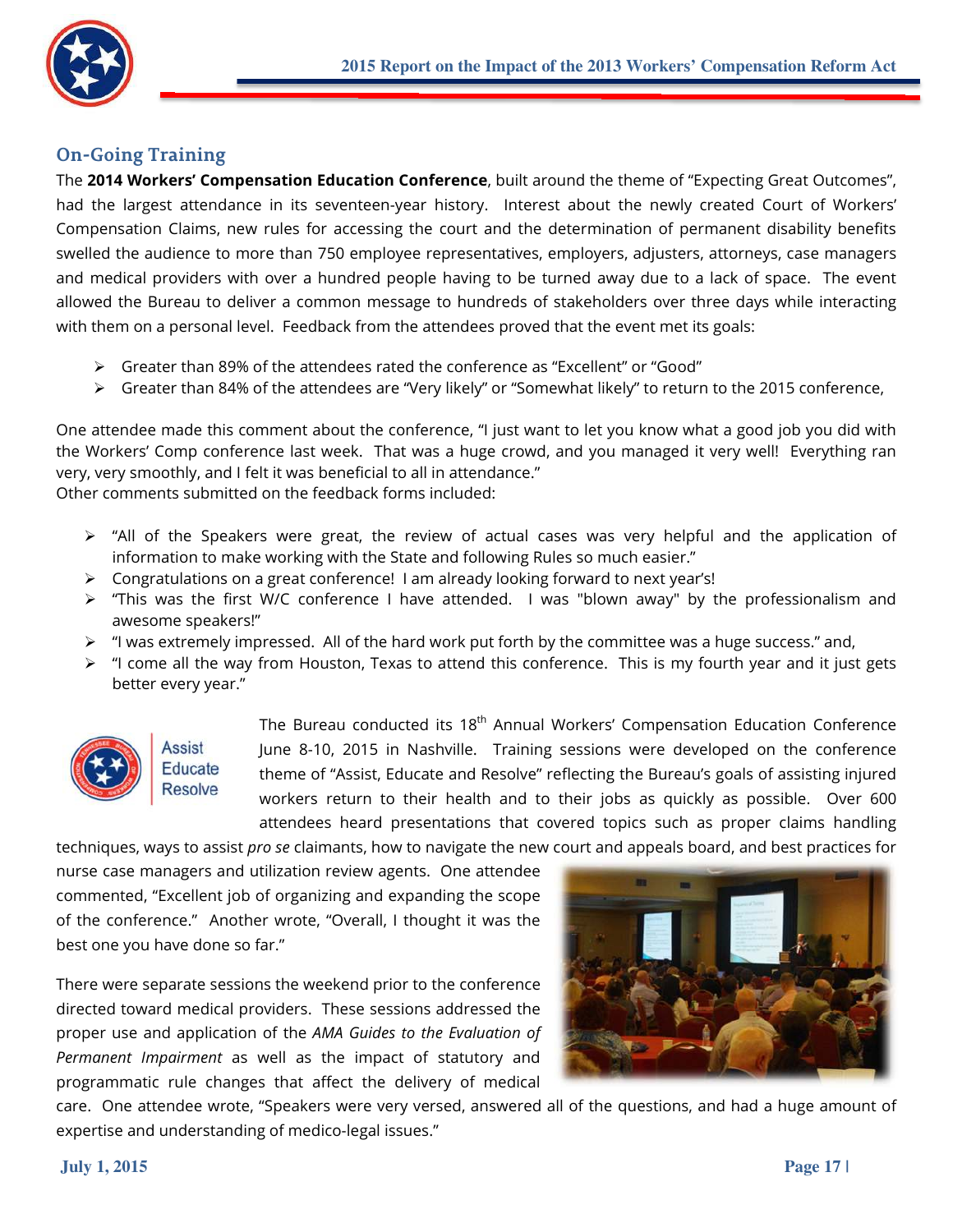## On-Going Training

The **2014 Workers' Compensation Education Conference**, built around the theme of "Expecting Great Outcomes", had the largest attendance in its seventeen-year history. Interest about the newly created Court of Workers' Compensation Claims, new rules for accessing the court and the determination of permanent disability benefits swelled the audience to more than 750 employee representatives, employers, adjusters, attorneys, case managers and medical providers with over a hundred people having to be turned away due to a lack of space. The event allowed the Bureau to deliver a common message to hundreds of stakeholders over three days while interacting with them on a personal level. Feedback from the attendees proved that the event met its goals:

- Greater than 89% of the attendees rated the conference as "Excellent" or "Good"
- Greater than 84% of the attendees are "Very likely" or "Somewhat likely" to return to the 2015 conference,

One attendee made this comment about the conference, "I just want to let you know what a good job you did with the Workers' Comp conference last week. That was a huge crowd, and you managed it very well! Everything ran very, very smoothly, and I felt it was beneficial to all in attendance."
Other comments submitted on the feedback forms included:

- "All of the Speakers were great, the review of actual cases was very helpful and the application of information to make working with the State and following Rules so much easier."
- Congratulations on a great conference! I am already looking forward to next year's!
- "This was the first W/C conference I have attended. I was "blown away" by the professionalism and awesome speakers!"
- "I was extremely impressed. All of the hard work put forth by the committee was a huge success." and,
- "I come all the way from Houston, Texas to attend this conference. This is my fourth year and it just gets better every year."

Assist
Educate
Resolve

The Bureau conducted its 18th Annual Workers' Compensation Education Conference June 8-10, 2015 in Nashville. Training sessions were developed on the conference theme of "Assist, Educate and Resolve" reflecting the Bureau's goals of assisting injured workers return to their health and to their jobs as quickly as possible. Over 600 attendees heard presentations that covered topics such as proper claims handling techniques, ways to assist *pro se* claimants, how to navigate the new court and appeals board, and best practices for nurse case managers and utilization review agents. One attendee commented, "Excellent job of organizing and expanding the scope of the conference." Another wrote, "Overall, I thought it was the best one you have done so far."

There were separate sessions the weekend prior to the conference directed toward medical providers. These sessions addressed the proper use and application of the *AMA Guides to the Evaluation of Permanent Impairment* as well as the impact of statutory and programmatic rule changes that affect the delivery of medical care. One attendee wrote, "Speakers were very versed, answered all of the questions, and had a huge amount of expertise and understanding of medico-legal issues."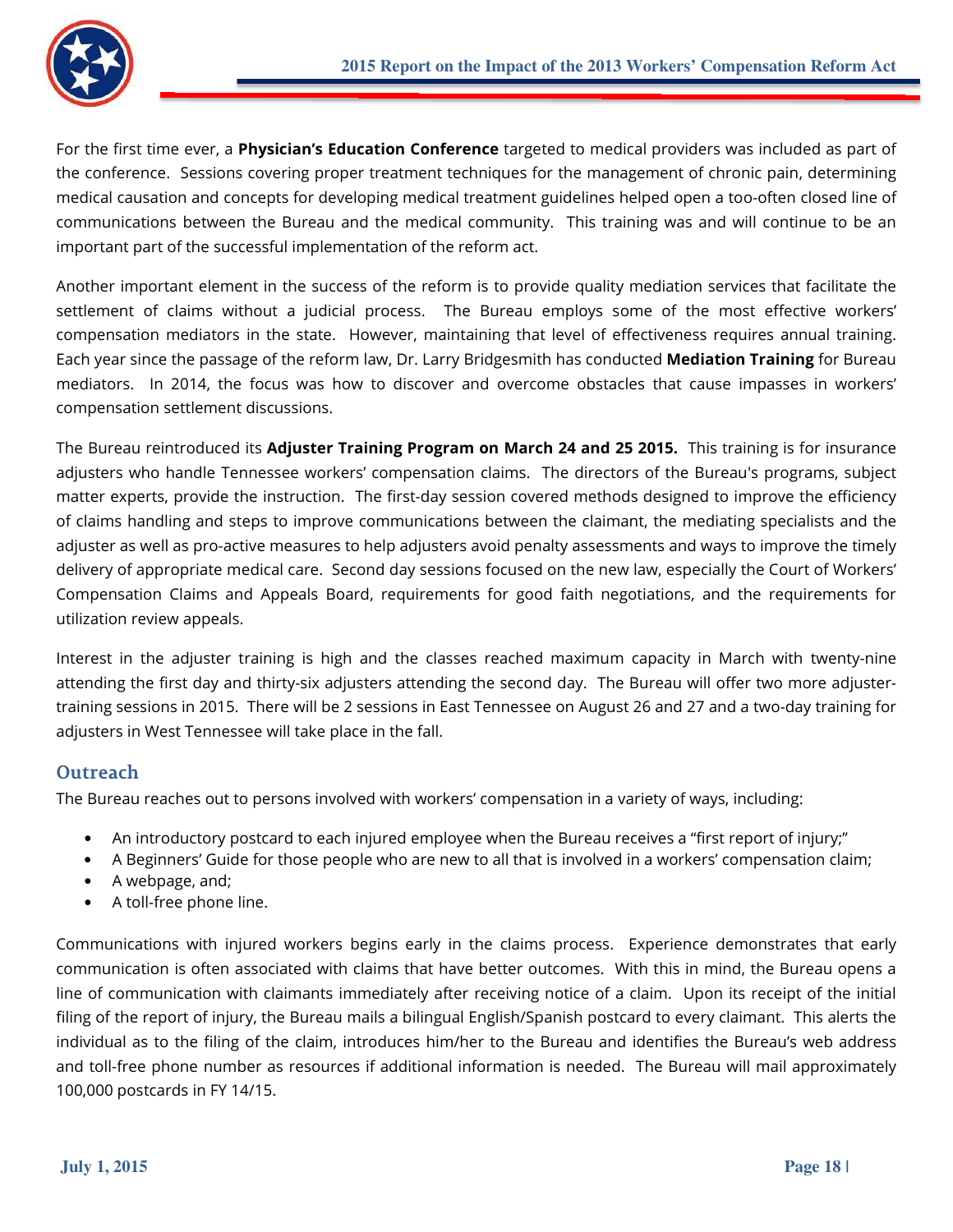For the first time ever, a **Physician's Education Conference** targeted to medical providers was included as part of the conference. Sessions covering proper treatment techniques for the management of chronic pain, determining medical causation and concepts for developing medical treatment guidelines helped open a too-often closed line of communications between the Bureau and the medical community. This training was and will continue to be an important part of the successful implementation of the reform act.

Another important element in the success of the reform is to provide quality mediation services that facilitate the settlement of claims without a judicial process. The Bureau employs some of the most effective workers' compensation mediators in the state. However, maintaining that level of effectiveness requires annual training. Each year since the passage of the reform law, Dr. Larry Bridgesmith has conducted **Mediation Training** for Bureau mediators. In 2014, the focus was how to discover and overcome obstacles that cause impasses in workers' compensation settlement discussions.

The Bureau reintroduced its **Adjuster Training Program on March 24 and 25 2015.** This training is for insurance adjusters who handle Tennessee workers' compensation claims. The directors of the Bureau's programs, subject matter experts, provide the instruction. The first-day session covered methods designed to improve the efficiency of claims handling and steps to improve communications between the claimant, the mediating specialists and the adjuster as well as pro-active measures to help adjusters avoid penalty assessments and ways to improve the timely delivery of appropriate medical care. Second day sessions focused on the new law, especially the Court of Workers' Compensation Claims and Appeals Board, requirements for good faith negotiations, and the requirements for utilization review appeals.

Interest in the adjuster training is high and the classes reached maximum capacity in March with twenty-nine attending the first day and thirty-six adjusters attending the second day. The Bureau will offer two more adjuster-training sessions in 2015. There will be 2 sessions in East Tennessee on August 26 and 27 and a two-day training for adjusters in West Tennessee will take place in the fall.

## Outreach

The Bureau reaches out to persons involved with workers' compensation in a variety of ways, including:

- An introductory postcard to each injured employee when the Bureau receives a "first report of injury;"
- A Beginners' Guide for those people who are new to all that is involved in a workers' compensation claim;
- A webpage, and;
- A toll-free phone line.

Communications with injured workers begins early in the claims process. Experience demonstrates that early communication is often associated with claims that have better outcomes. With this in mind, the Bureau opens a line of communication with claimants immediately after receiving notice of a claim. Upon its receipt of the initial filing of the report of injury, the Bureau mails a bilingual English/Spanish postcard to every claimant. This alerts the individual as to the filing of the claim, introduces him/her to the Bureau and identifies the Bureau's web address and toll-free phone number as resources if additional information is needed. The Bureau will mail approximately 100,000 postcards in FY 14/15.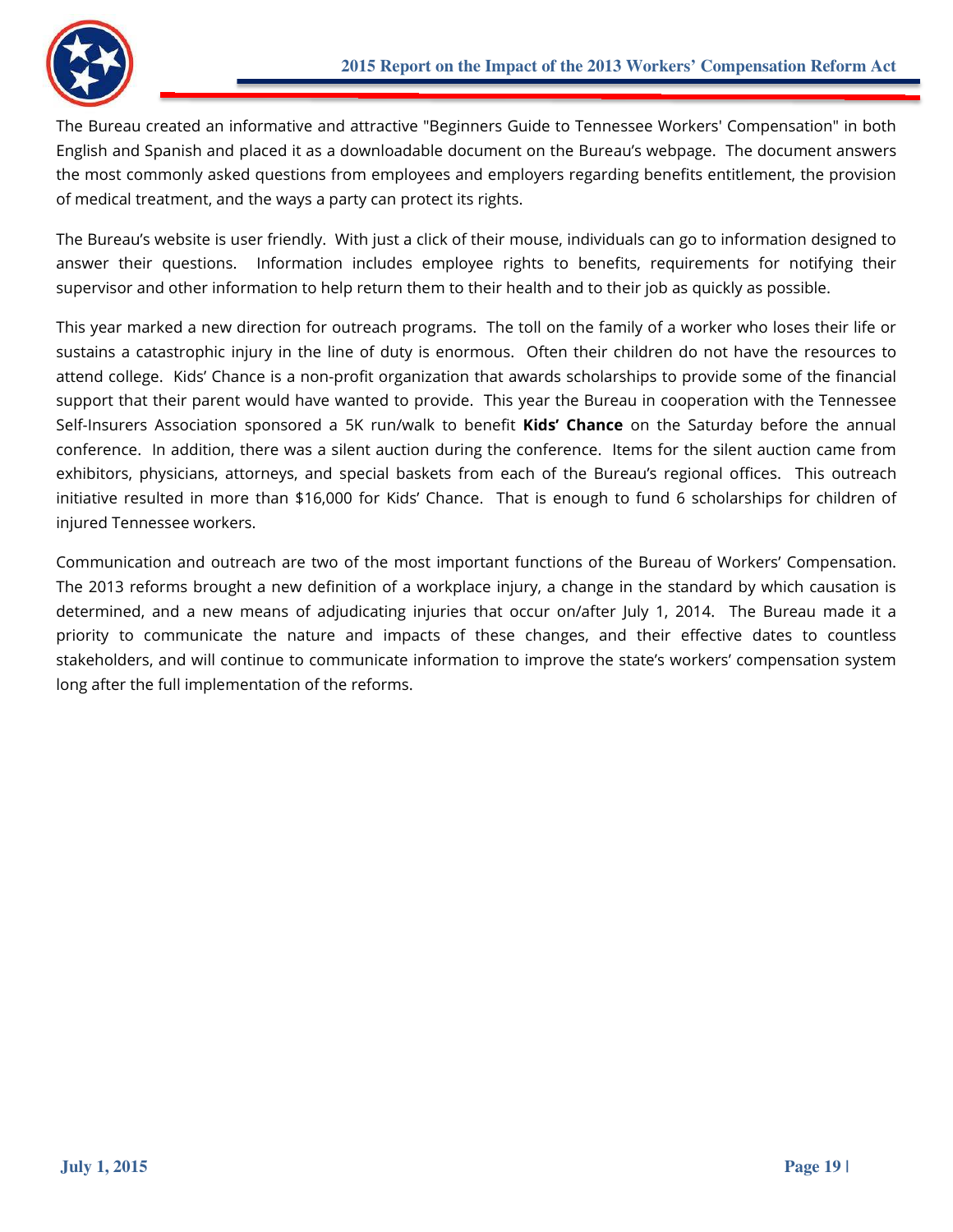The Bureau created an informative and attractive "Beginners Guide to Tennessee Workers' Compensation" in both English and Spanish and placed it as a downloadable document on the Bureau's webpage. The document answers the most commonly asked questions from employees and employers regarding benefits entitlement, the provision of medical treatment, and the ways a party can protect its rights.

The Bureau's website is user friendly. With just a click of their mouse, individuals can go to information designed to answer their questions. Information includes employee rights to benefits, requirements for notifying their supervisor and other information to help return them to their health and to their job as quickly as possible.

This year marked a new direction for outreach programs. The toll on the family of a worker who loses their life or sustains a catastrophic injury in the line of duty is enormous. Often their children do not have the resources to attend college. Kids' Chance is a non-profit organization that awards scholarships to provide some of the financial support that their parent would have wanted to provide. This year the Bureau in cooperation with the Tennessee Self-Insurers Association sponsored a 5K run/walk to benefit **Kids' Chance** on the Saturday before the annual conference. In addition, there was a silent auction during the conference. Items for the silent auction came from exhibitors, physicians, attorneys, and special baskets from each of the Bureau's regional offices. This outreach initiative resulted in more than $16,000 for Kids' Chance. That is enough to fund 6 scholarships for children of injured Tennessee workers.

Communication and outreach are two of the most important functions of the Bureau of Workers' Compensation. The 2013 reforms brought a new definition of a workplace injury, a change in the standard by which causation is determined, and a new means of adjudicating injuries that occur on/after July 1, 2014. The Bureau made it a priority to communicate the nature and impacts of these changes, and their effective dates to countless stakeholders, and will continue to communicate information to improve the state's workers' compensation system long after the full implementation of the reforms.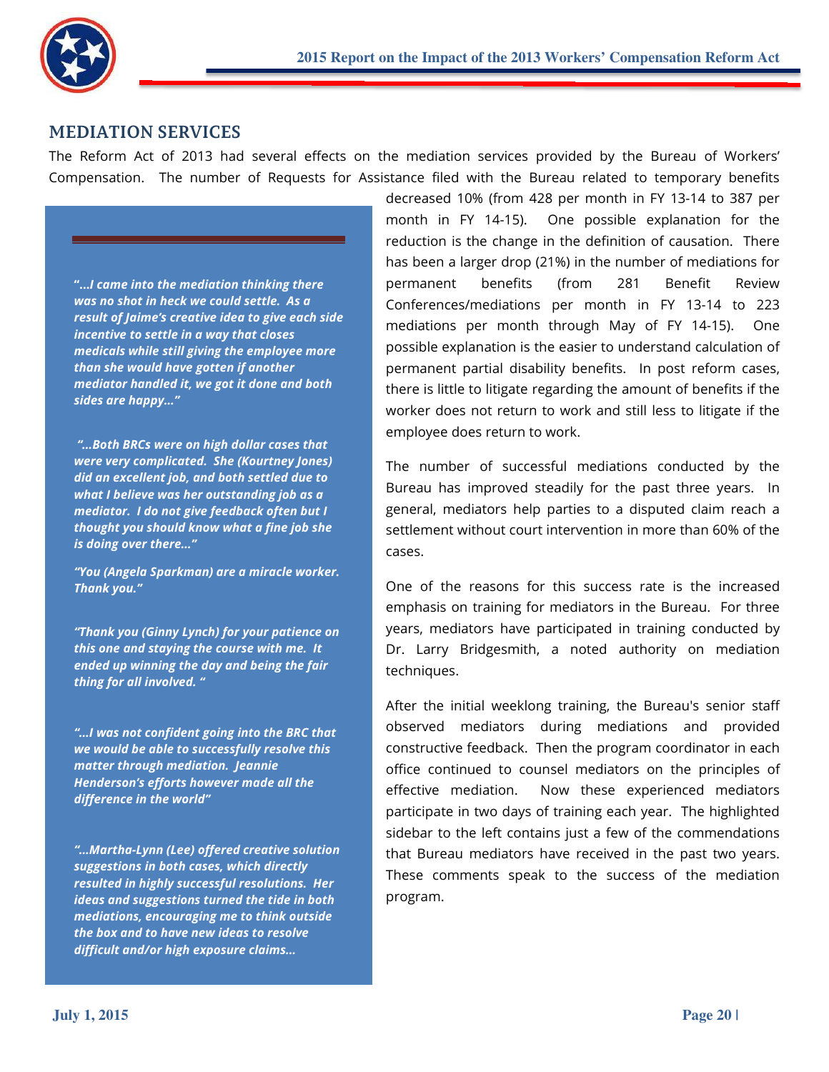## MEDIATION SERVICES

The Reform Act of 2013 had several effects on the mediation services provided by the Bureau of Workers' Compensation. The number of Requests for Assistance filed with the Bureau related to temporary benefits decreased 10% (from 428 per month in FY 13-14 to 387 per month in FY 14-15). One possible explanation for the reduction is the change in the definition of causation. There has been a larger drop (21%) in the number of mediations for permanent benefits (from 281 Benefit Review Conferences/mediations per month in FY 13-14 to 223 mediations per month through May of FY 14-15). One possible explanation is the easier to understand calculation of permanent partial disability benefits. In post reform cases, there is little to litigate regarding the amount of benefits if the worker does not return to work and still less to litigate if the employee does return to work.

The number of successful mediations conducted by the Bureau has improved steadily for the past three years. In general, mediators help parties to a disputed claim reach a settlement without court intervention in more than 60% of the cases.

One of the reasons for this success rate is the increased emphasis on training for mediators in the Bureau. For three years, mediators have participated in training conducted by Dr. Larry Bridgesmith, a noted authority on mediation techniques.

After the initial weeklong training, the Bureau's senior staff observed mediators during mediations and provided constructive feedback. Then the program coordinator in each office continued to counsel mediators on the principles of effective mediation. Now these experienced mediators participate in two days of training each year. The highlighted sidebar to the left contains just a few of the commendations that Bureau mediators have received in the past two years. These comments speak to the success of the mediation program.

> ***"…I came into the mediation thinking there was no shot in heck we could settle. As a result of Jaime's creative idea to give each side incentive to settle in a way that closes medicals while still giving the employee more than she would have gotten if another mediator handled it, we got it done and both sides are happy…"***
>
> ***"…Both BRCs were on high dollar cases that were very complicated. She (Kourtney Jones) did an excellent job, and both settled due to what I believe was her outstanding job as a mediator. I do not give feedback often but I thought you should know what a fine job she is doing over there…"***
>
> ***"You (Angela Sparkman) are a miracle worker. Thank you."***
>
> ***"Thank you (Ginny Lynch) for your patience on this one and staying the course with me. It ended up winning the day and being the fair thing for all involved. "***
>
> ***"…I was not confident going into the BRC that we would be able to successfully resolve this matter through mediation. Jeannie Henderson's efforts however made all the difference in the world"***
>
> ***"…Martha-Lynn (Lee) offered creative solution suggestions in both cases, which directly resulted in highly successful resolutions. Her ideas and suggestions turned the tide in both mediations, encouraging me to think outside the box and to have new ideas to resolve difficult and/or high exposure claims…***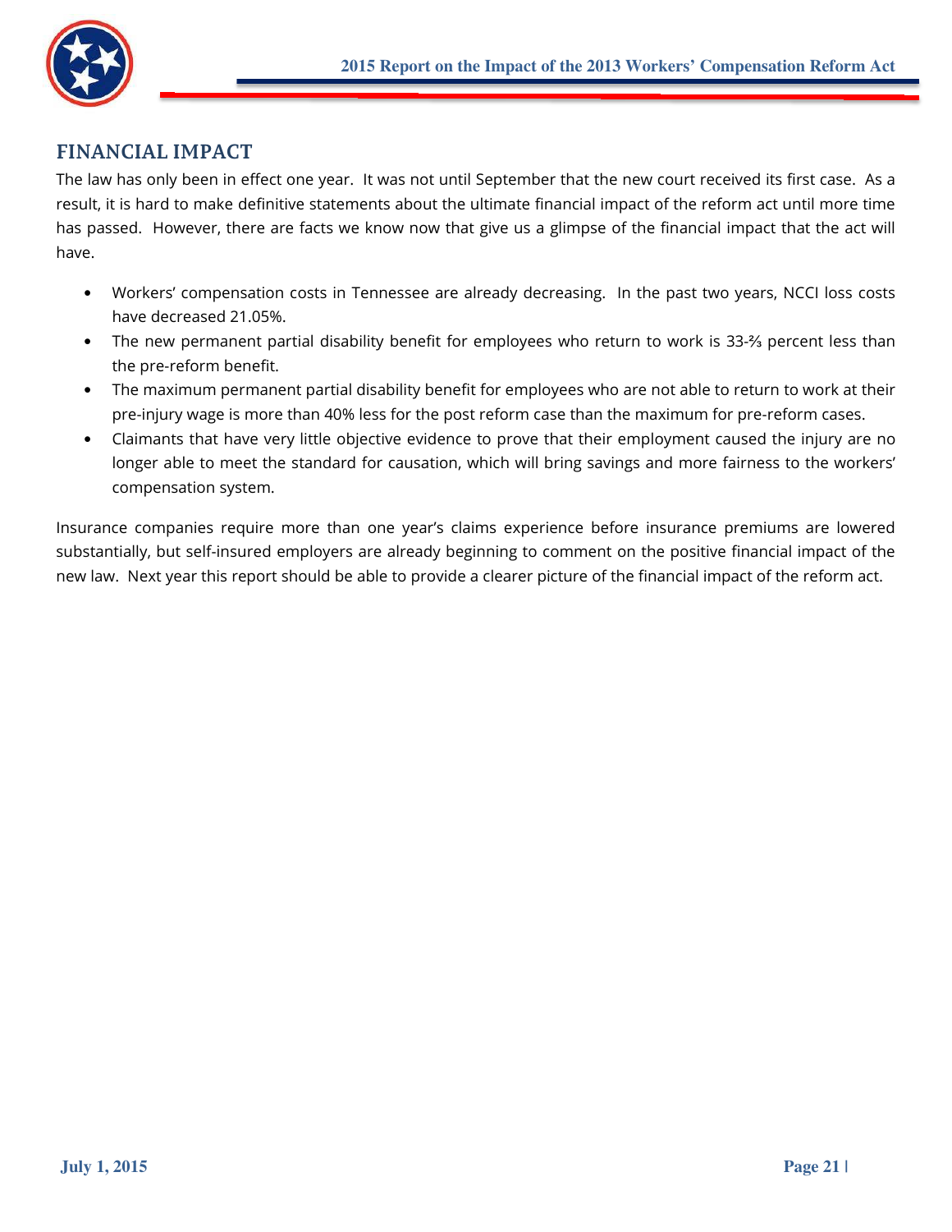## FINANCIAL IMPACT

The law has only been in effect one year. It was not until September that the new court received its first case. As a result, it is hard to make definitive statements about the ultimate financial impact of the reform act until more time has passed. However, there are facts we know now that give us a glimpse of the financial impact that the act will have.

- Workers' compensation costs in Tennessee are already decreasing. In the past two years, NCCI loss costs have decreased 21.05%.
- The new permanent partial disability benefit for employees who return to work is 33-⅔ percent less than the pre-reform benefit.
- The maximum permanent partial disability benefit for employees who are not able to return to work at their pre-injury wage is more than 40% less for the post reform case than the maximum for pre-reform cases.
- Claimants that have very little objective evidence to prove that their employment caused the injury are no longer able to meet the standard for causation, which will bring savings and more fairness to the workers' compensation system.

Insurance companies require more than one year's claims experience before insurance premiums are lowered substantially, but self-insured employers are already beginning to comment on the positive financial impact of the new law. Next year this report should be able to provide a clearer picture of the financial impact of the reform act.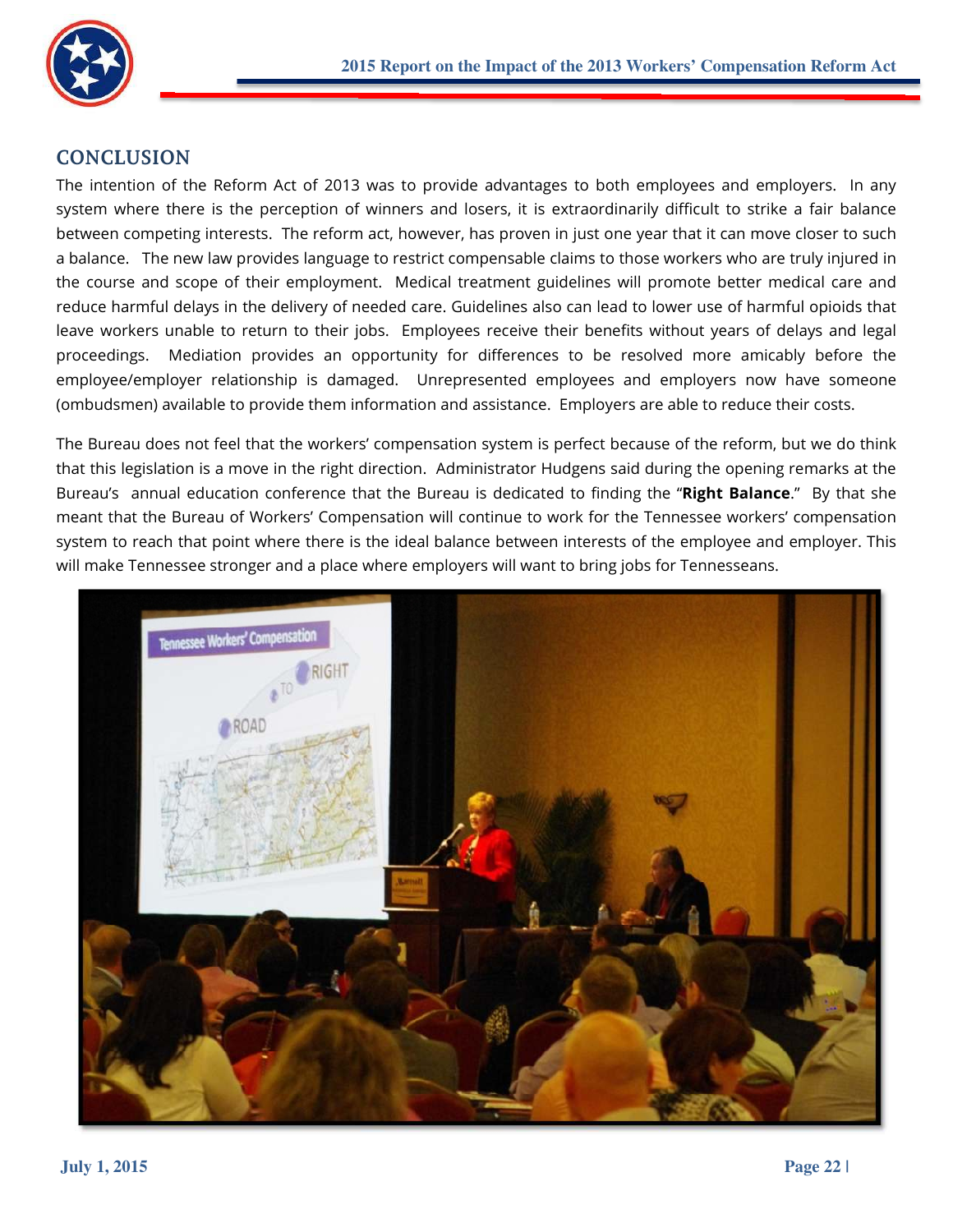## CONCLUSION

The intention of the Reform Act of 2013 was to provide advantages to both employees and employers. In any system where there is the perception of winners and losers, it is extraordinarily difficult to strike a fair balance between competing interests. The reform act, however, has proven in just one year that it can move closer to such a balance. The new law provides language to restrict compensable claims to those workers who are truly injured in the course and scope of their employment. Medical treatment guidelines will promote better medical care and reduce harmful delays in the delivery of needed care. Guidelines also can lead to lower use of harmful opioids that leave workers unable to return to their jobs. Employees receive their benefits without years of delays and legal proceedings. Mediation provides an opportunity for differences to be resolved more amicably before the employee/employer relationship is damaged. Unrepresented employees and employers now have someone (ombudsmen) available to provide them information and assistance. Employers are able to reduce their costs.

The Bureau does not feel that the workers' compensation system is perfect because of the reform, but we do think that this legislation is a move in the right direction. Administrator Hudgens said during the opening remarks at the Bureau's annual education conference that the Bureau is dedicated to finding the "**Right Balance**." By that she meant that the Bureau of Workers' Compensation will continue to work for the Tennessee workers' compensation system to reach that point where there is the ideal balance between interests of the employee and employer. This will make Tennessee stronger and a place where employers will want to bring jobs for Tennesseans.